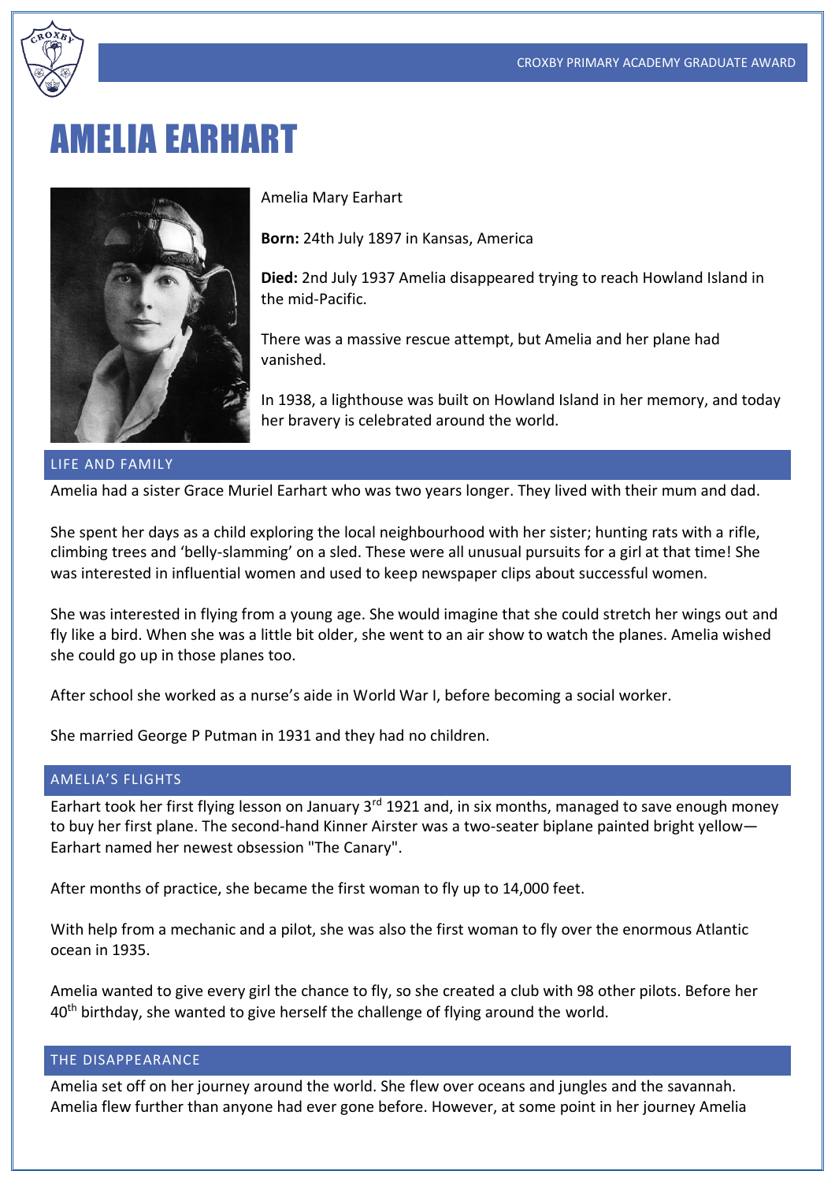# AMELIA EARHART

Amelia Mary Earhart

**Born:** 24th July 1897 in Kansas, America

**Died:** 2nd July 1937 Amelia disappeared trying to reach Howland Island in the mid-Pacific.

There was a massive rescue attempt, but Amelia and her plane had vanished.

In 1938, a lighthouse was built on Howland Island in her memory, and today her bravery is celebrated around the world.

## LIFE AND FAMILY

Amelia had a sister Grace Muriel Earhart who was two years longer. They lived with their mum and dad.

She spent her days as a child exploring the local neighbourhood with her sister; hunting rats with a rifle, climbing trees and 'belly-slamming' on a sled. These were all unusual pursuits for a girl at that time! She was interested in influential women and used to keep newspaper clips about successful women.

She was interested in flying from a young age. She would imagine that she could stretch her wings out and fly like a bird. When she was a little bit older, she went to an air show to watch the planes. Amelia wished she could go up in those planes too.

After school she worked as a nurse's aide in World War I, before becoming a social worker.

She married George P Putman in 1931 and they had no children.

## AMELIA'S FLIGHTS

Earhart took her first flying lesson on January 3rd 1921 and, in six months, managed to save enough money to buy her first plane. The second-hand Kinner Airster was a two-seater biplane painted bright yellow—Earhart named her newest obsession "The Canary".

After months of practice, she became the first woman to fly up to 14,000 feet.

With help from a mechanic and a pilot, she was also the first woman to fly over the enormous Atlantic ocean in 1935.

Amelia wanted to give every girl the chance to fly, so she created a club with 98 other pilots. Before her 40th birthday, she wanted to give herself the challenge of flying around the world.

## THE DISAPPEARANCE

Amelia set off on her journey around the world. She flew over oceans and jungles and the savannah. Amelia flew further than anyone had ever gone before. However, at some point in her journey Amelia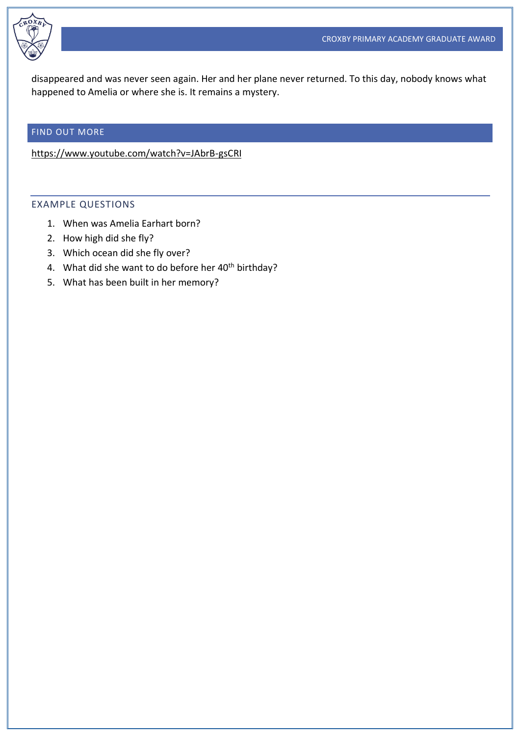disappeared and was never seen again. Her and her plane never returned. To this day, nobody knows what happened to Amelia or where she is. It remains a mystery.

## FIND OUT MORE

https://www.youtube.com/watch?v=JAbrB-gsCRI

## EXAMPLE QUESTIONS

1. When was Amelia Earhart born?
2. How high did she fly?
3. Which ocean did she fly over?
4. What did she want to do before her 40th birthday?
5. What has been built in her memory?